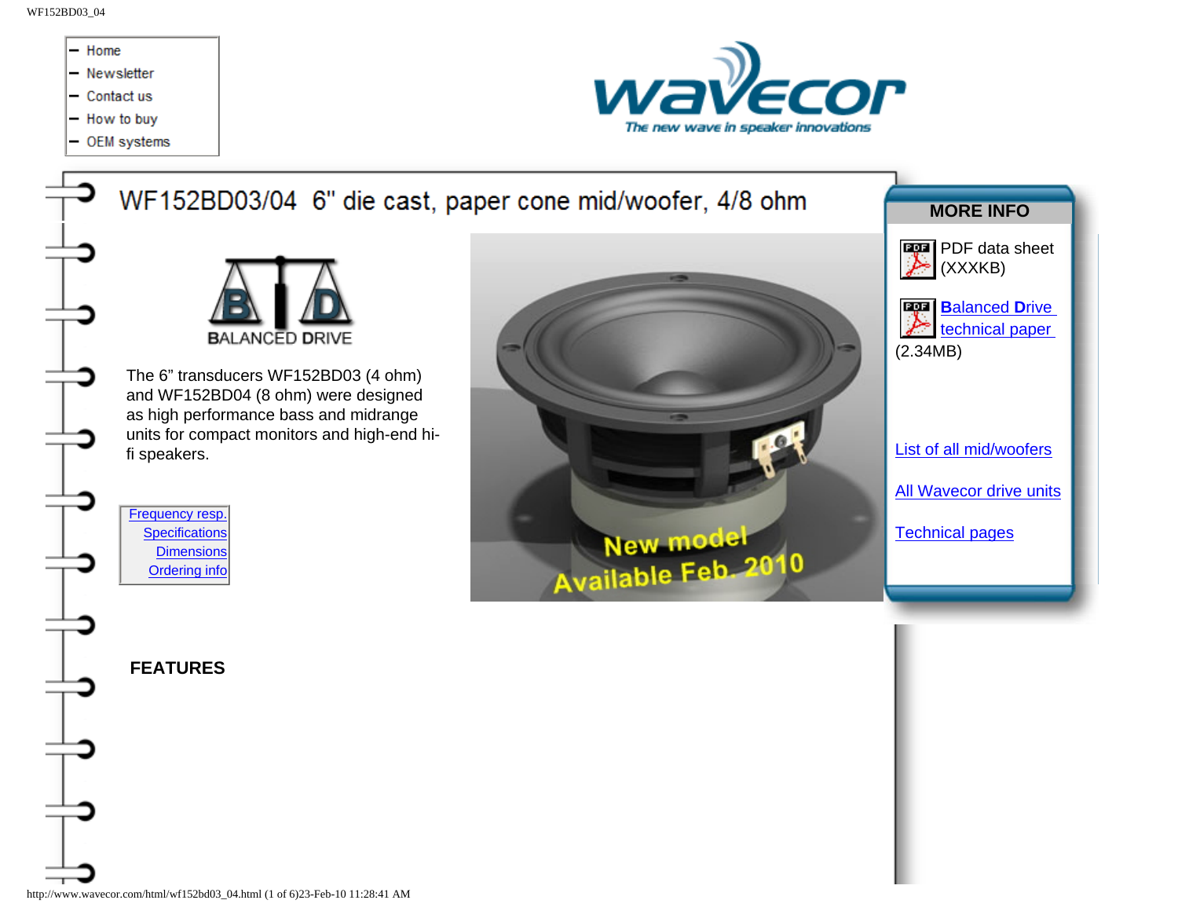- Home
- Newsletter
- Contact us
- How to buy
- OEM systems

# WF152BD03/04 6" die cast, paper cone mid/woofer, 4/8 ohm

BALANCED DRIVE

The 6" transducers WF152BD03 (4 ohm) and WF152BD04 (8 ohm) were designed as high performance bass and midrange units for compact monitors and high-end hi-fi speakers.

- Frequency resp.
- Specifications
- Dimensions
- Ordering info

New model
Available Feb. 2010

## MORE INFO

PDF data sheet (XXXKB)

Balanced Drive technical paper (2.34MB)

List of all mid/woofers

All Wavecor drive units

Technical pages

**FEATURES**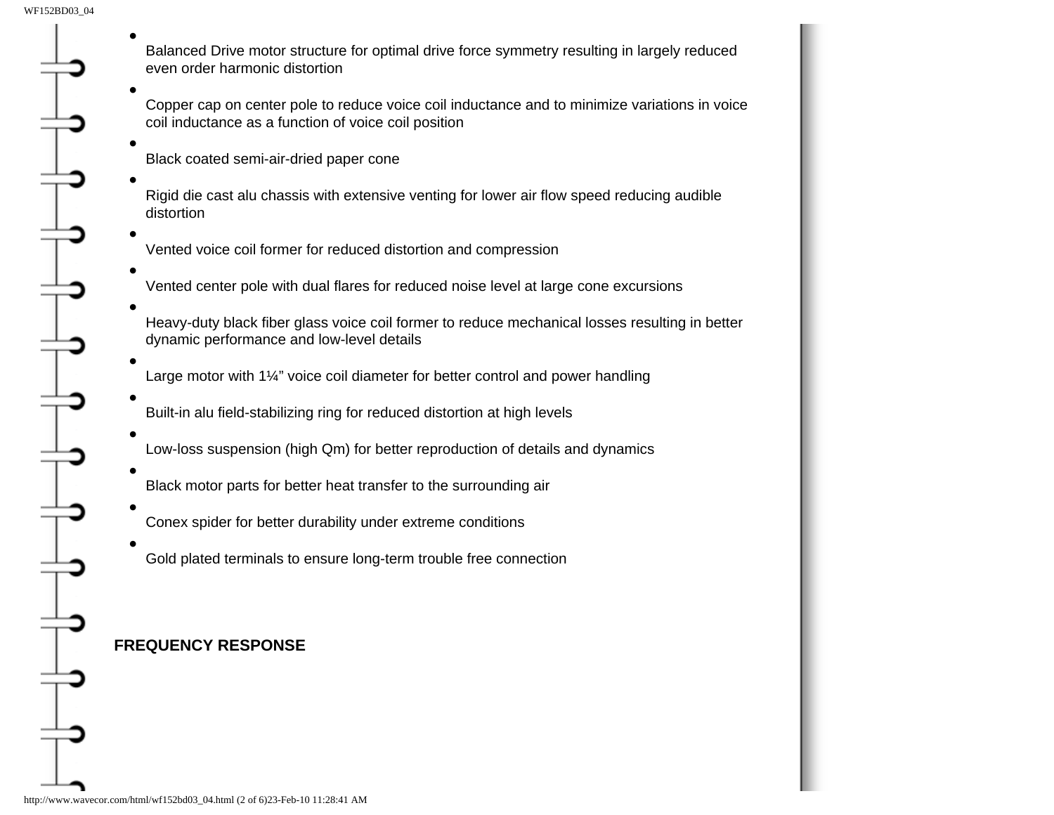- Balanced Drive motor structure for optimal drive force symmetry resulting in largely reduced even order harmonic distortion
- Copper cap on center pole to reduce voice coil inductance and to minimize variations in voice coil inductance as a function of voice coil position
- Black coated semi-air-dried paper cone
- Rigid die cast alu chassis with extensive venting for lower air flow speed reducing audible distortion
- Vented voice coil former for reduced distortion and compression
- Vented center pole with dual flares for reduced noise level at large cone excursions
- Heavy-duty black fiber glass voice coil former to reduce mechanical losses resulting in better dynamic performance and low-level details
- Large motor with 1¼" voice coil diameter for better control and power handling
- Built-in alu field-stabilizing ring for reduced distortion at high levels
- Low-loss suspension (high Qm) for better reproduction of details and dynamics
- Black motor parts for better heat transfer to the surrounding air
- Conex spider for better durability under extreme conditions
- Gold plated terminals to ensure long-term trouble free connection

**FREQUENCY RESPONSE**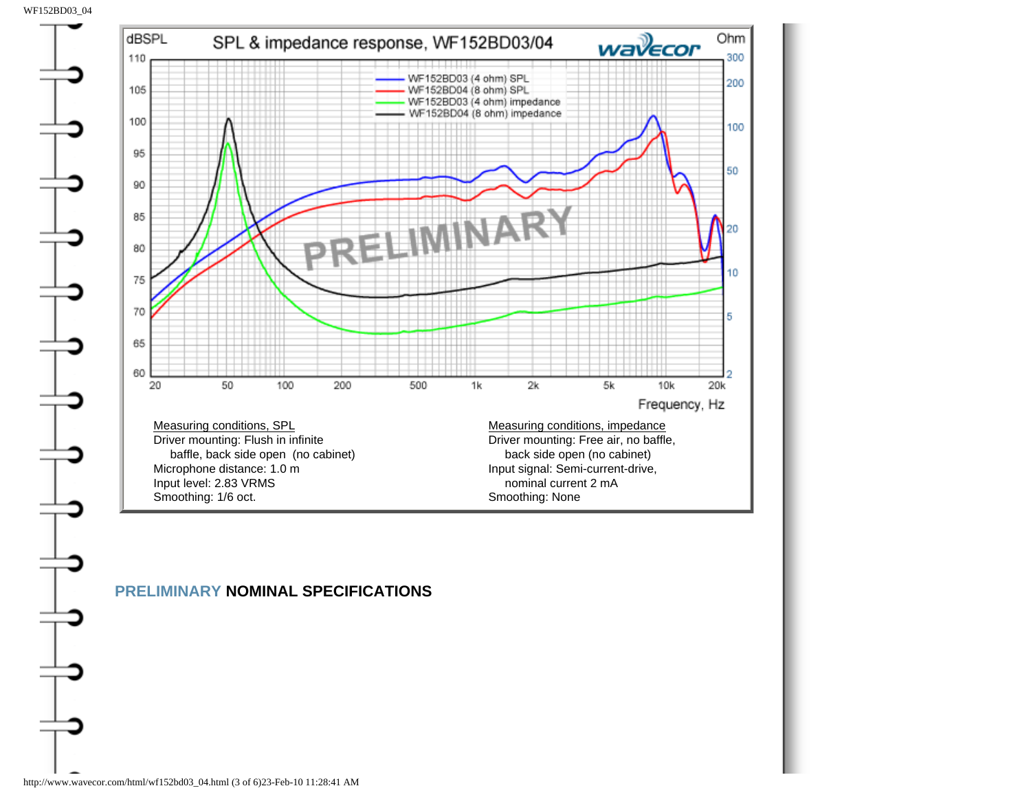dBSPL SPL & impedance response, WF152BD03/04 wavecor Ohm

WF152BD03 (4 ohm) SPL
WF152BD04 (8 ohm) SPL
WF152BD03 (4 ohm) impedance
WF152BD04 (8 ohm) impedance

PRELIMINARY

Frequency, Hz

Measuring conditions, SPL
Driver mounting: Flush in infinite baffle, back side open (no cabinet)
Microphone distance: 1.0 m
Input level: 2.83 VRMS
Smoothing: 1/6 oct.

Measuring conditions, impedance
Driver mounting: Free air, no baffle, back side open (no cabinet)
Input signal: Semi-current-drive, nominal current 2 mA
Smoothing: None

## PRELIMINARY NOMINAL SPECIFICATIONS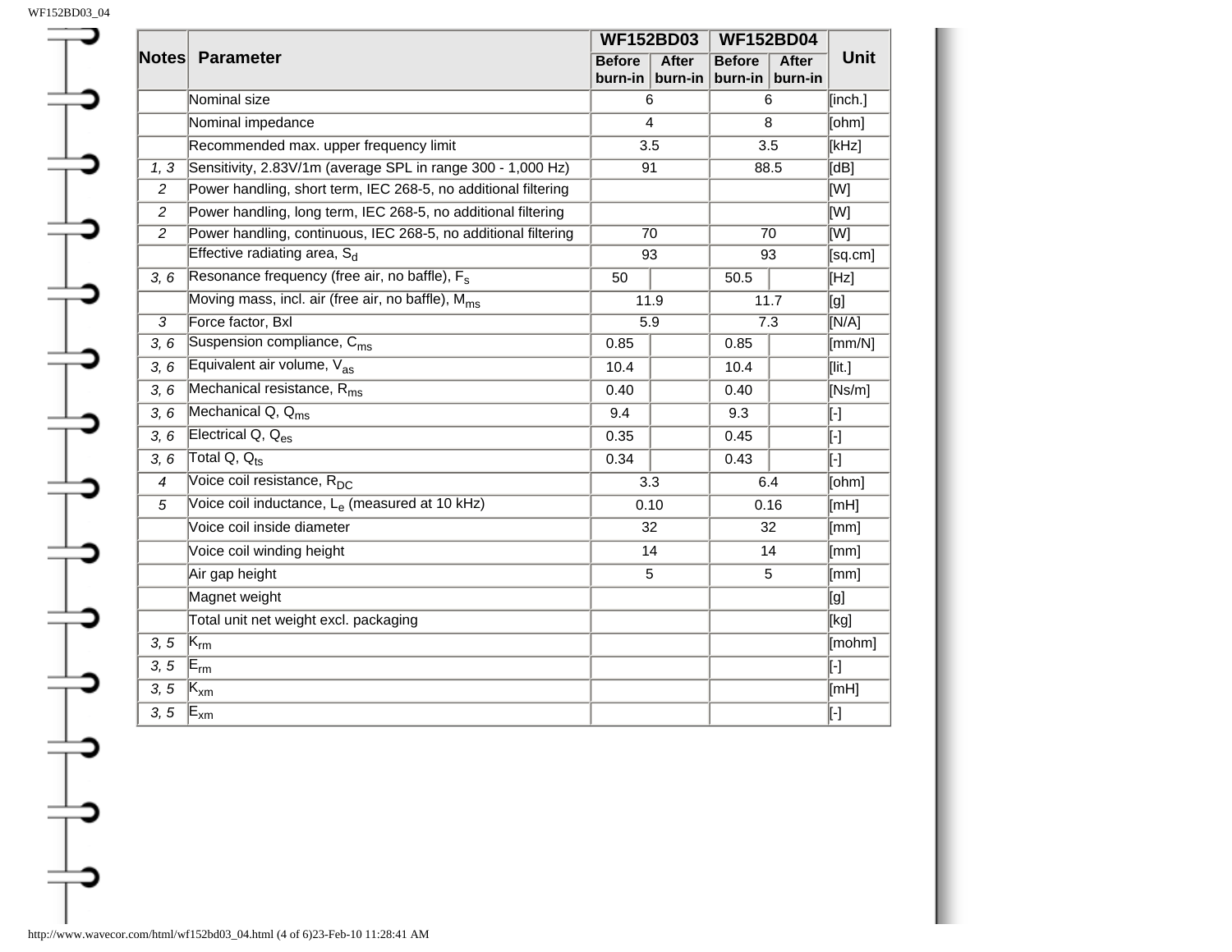| Notes | Parameter | WF152BD03 | | WF152BD04 | | Unit |
|---|---|---|---|---|---|---|
| | | Before burn-in | After burn-in | Before burn-in | After burn-in | |
| | Nominal size | 6 | | 6 | | [inch.] |
| | Nominal impedance | 4 | | 8 | | [ohm] |
| | Recommended max. upper frequency limit | 3.5 | | 3.5 | | [kHz] |
| *1, 3* | Sensitivity, 2.83V/1m (average SPL in range 300 - 1,000 Hz) | 91 | | 88.5 | | [dB] |
| *2* | Power handling, short term, IEC 268-5, no additional filtering | | | | | [W] |
| *2* | Power handling, long term, IEC 268-5, no additional filtering | | | | | [W] |
| *2* | Power handling, continuous, IEC 268-5, no additional filtering | 70 | | 70 | | [W] |
| | Effective radiating area, $S_d$ | 93 | | 93 | | [sq.cm] |
| *3, 6* | Resonance frequency (free air, no baffle), $F_s$ | 50 | | 50.5 | | [Hz] |
| | Moving mass, incl. air (free air, no baffle), $M_{ms}$ | 11.9 | | 11.7 | | [g] |
| *3* | Force factor, Bxl | 5.9 | | 7.3 | | [N/A] |
| *3, 6* | Suspension compliance, $C_{ms}$ | 0.85 | | 0.85 | | [mm/N] |
| *3, 6* | Equivalent air volume, $V_{as}$ | 10.4 | | 10.4 | | [lit.] |
| *3, 6* | Mechanical resistance, $R_{ms}$ | 0.40 | | 0.40 | | [Ns/m] |
| *3, 6* | Mechanical Q, $Q_{ms}$ | 9.4 | | 9.3 | | [-] |
| *3, 6* | Electrical Q, $Q_{es}$ | 0.35 | | 0.45 | | [-] |
| *3, 6* | Total Q, $Q_{ts}$ | 0.34 | | 0.43 | | [-] |
| *4* | Voice coil resistance, $R_{DC}$ | 3.3 | | 6.4 | | [ohm] |
| *5* | Voice coil inductance, $L_e$ (measured at 10 kHz) | 0.10 | | 0.16 | | [mH] |
| | Voice coil inside diameter | 32 | | 32 | | [mm] |
| | Voice coil winding height | 14 | | 14 | | [mm] |
| | Air gap height | 5 | | 5 | | [mm] |
| | Magnet weight | | | | | [g] |
| | Total unit net weight excl. packaging | | | | | [kg] |
| *3, 5* | $K_{rm}$ | | | | | [mohm] |
| *3, 5* | $E_{rm}$ | | | | | [-] |
| *3, 5* | $K_{xm}$ | | | | | [mH] |
| *3, 5* | $E_{xm}$ | | | | | [-] |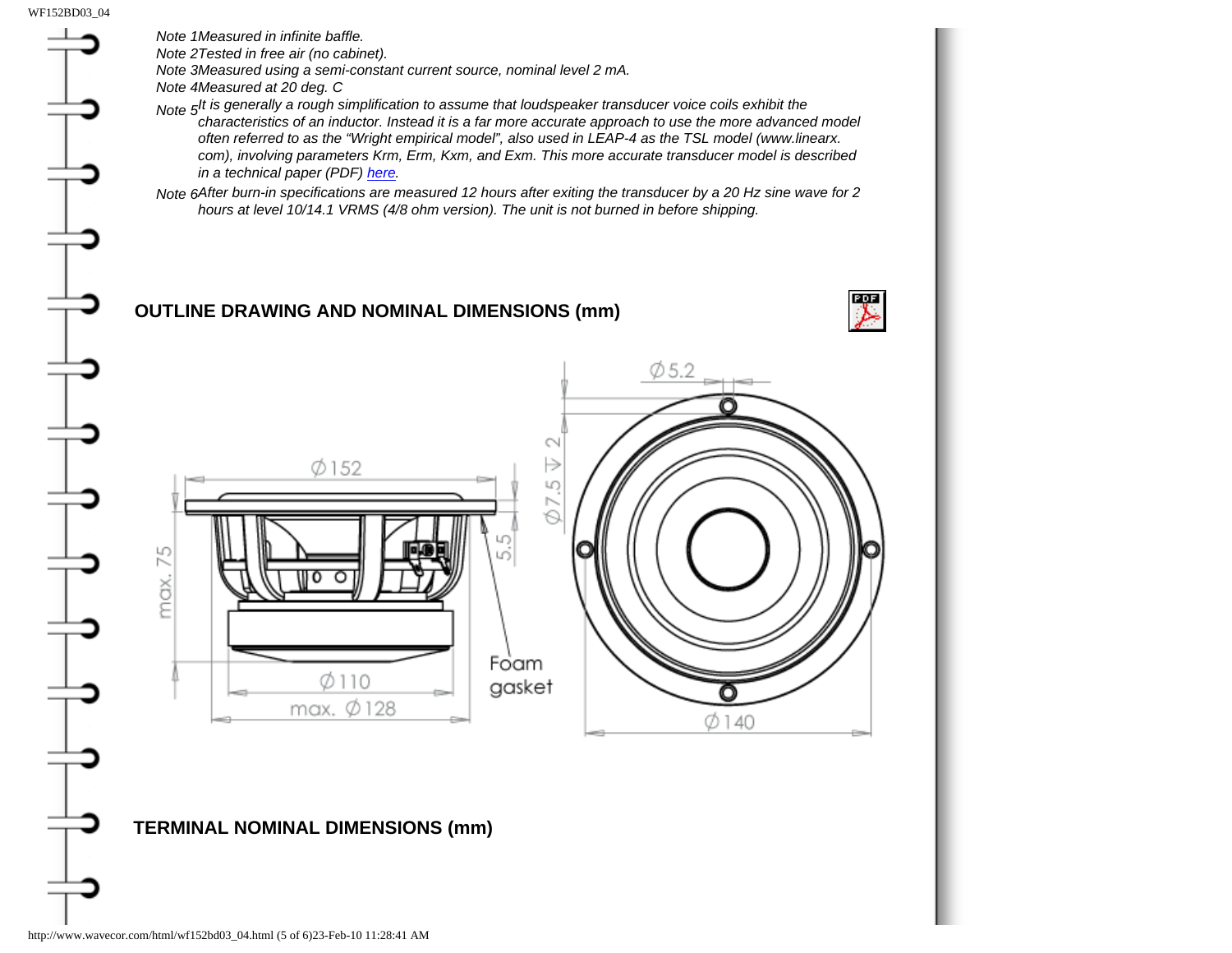*Note 1Measured in infinite baffle.*
*Note 2Tested in free air (no cabinet).*
*Note 3Measured using a semi-constant current source, nominal level 2 mA.*
*Note 4Measured at 20 deg. C*
*Note 5It is generally a rough simplification to assume that loudspeaker transducer voice coils exhibit the characteristics of an inductor. Instead it is a far more accurate approach to use the more advanced model often referred to as the "Wright empirical model", also used in LEAP-4 as the TSL model (www.linearx.com), involving parameters Krm, Erm, Kxm, and Exm. This more accurate transducer model is described in a technical paper (PDF) [here](#).*
*Note 6After burn-in specifications are measured 12 hours after exiting the transducer by a 20 Hz sine wave for 2 hours at level 10/14.1 VRMS (4/8 ohm version). The unit is not burned in before shipping.*

## OUTLINE DRAWING AND NOMINAL DIMENSIONS (mm)

Ø5.2
Ø7.5 ⊽ 2
Ø152
5.5
max. 75
Foam gasket
Ø110
max. Ø128
Ø140

## TERMINAL NOMINAL DIMENSIONS (mm)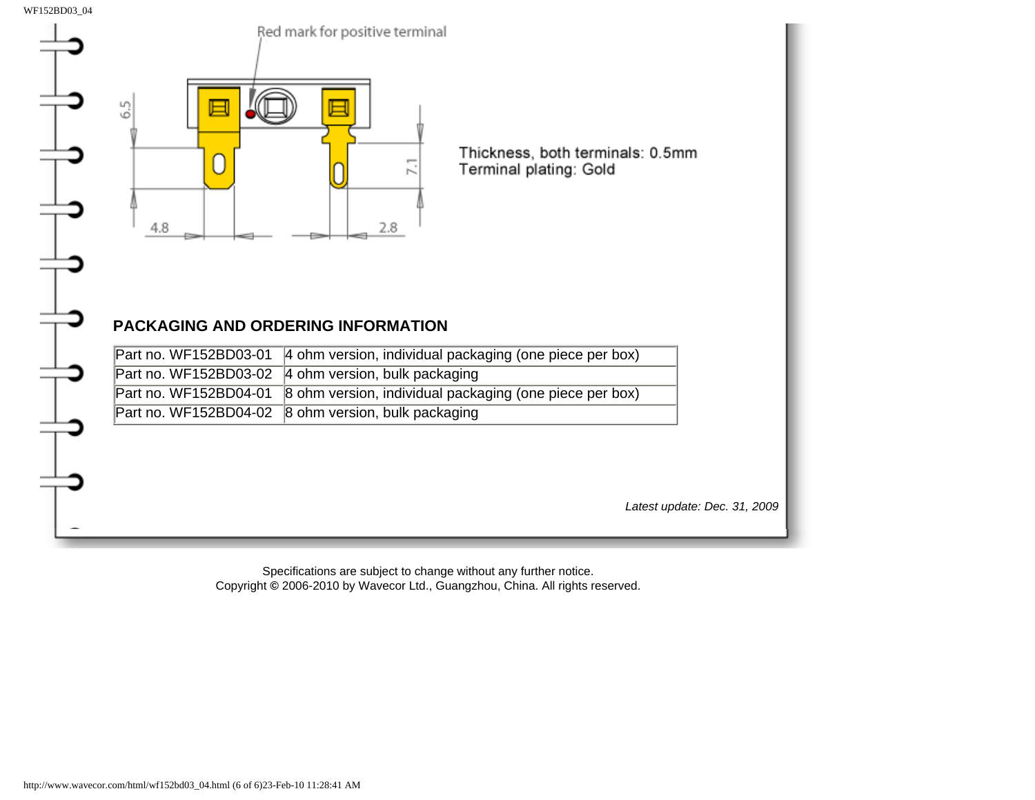Red mark for positive terminal

6.5

7.1

4.8

2.8

Thickness, both terminals: 0.5mm
Terminal plating: Gold

## PACKAGING AND ORDERING INFORMATION

| | |
|---|---|
| Part no. WF152BD03-01 | 4 ohm version, individual packaging (one piece per box) |
| Part no. WF152BD03-02 | 4 ohm version, bulk packaging |
| Part no. WF152BD04-01 | 8 ohm version, individual packaging (one piece per box) |
| Part no. WF152BD04-02 | 8 ohm version, bulk packaging |

*Latest update: Dec. 31, 2009*

Specifications are subject to change without any further notice.
Copyright © 2006-2010 by Wavecor Ltd., Guangzhou, China. All rights reserved.